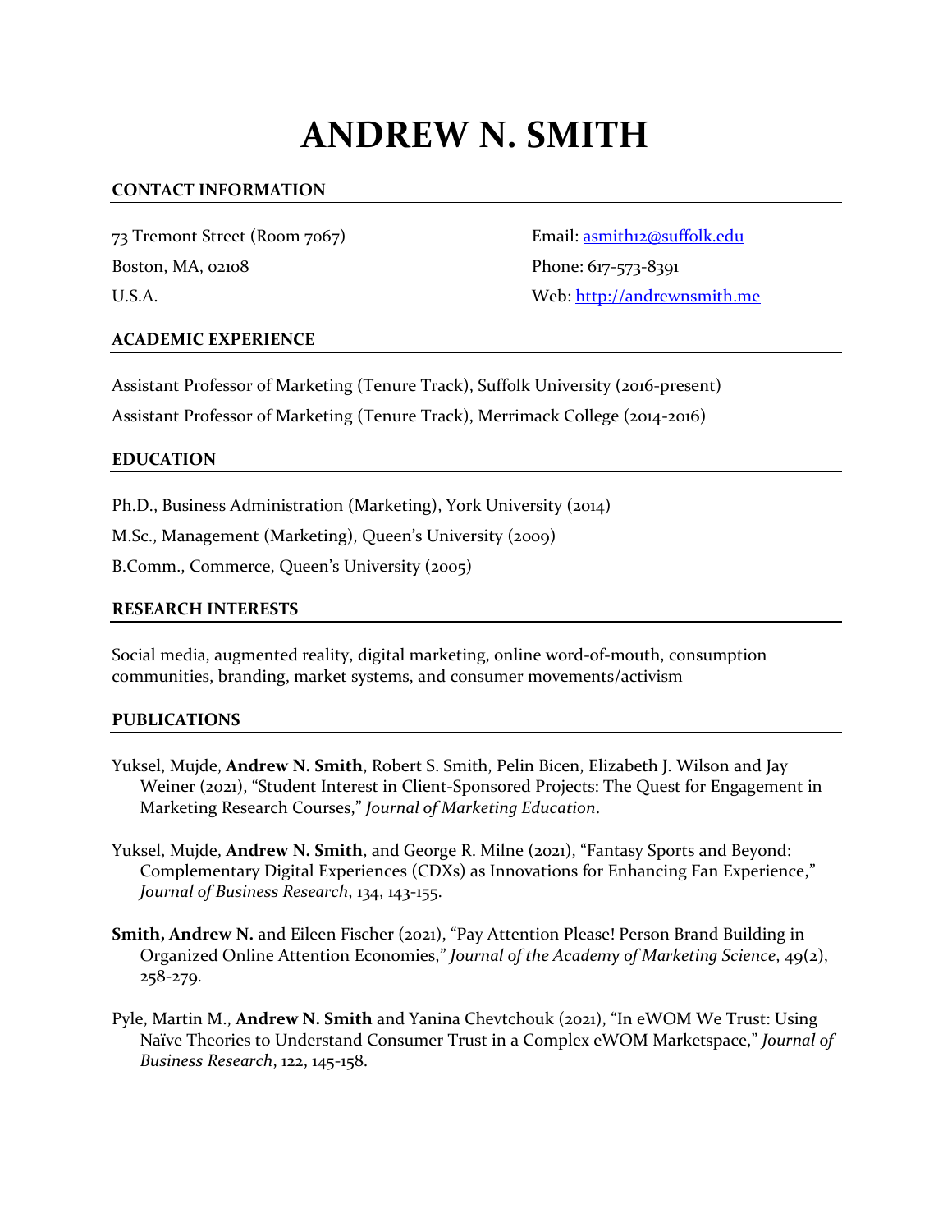# ANDREW N. SMITH

## CONTACT INFORMATION

73 Tremont Street (Room 7067)
Boston, MA, 02108
U.S.A.

Email: asmith12@suffolk.edu
Phone: 617-573-8391
Web: http://andrewnsmith.me

## ACADEMIC EXPERIENCE

Assistant Professor of Marketing (Tenure Track), Suffolk University (2016-present)

Assistant Professor of Marketing (Tenure Track), Merrimack College (2014-2016)

## EDUCATION

Ph.D., Business Administration (Marketing), York University (2014)

M.Sc., Management (Marketing), Queen's University (2009)

B.Comm., Commerce, Queen's University (2005)

## RESEARCH INTERESTS

Social media, augmented reality, digital marketing, online word-of-mouth, consumption communities, branding, market systems, and consumer movements/activism

## PUBLICATIONS

Yuksel, Mujde, **Andrew N. Smith**, Robert S. Smith, Pelin Bicen, Elizabeth J. Wilson and Jay Weiner (2021), "Student Interest in Client-Sponsored Projects: The Quest for Engagement in Marketing Research Courses," *Journal of Marketing Education*.

Yuksel, Mujde, **Andrew N. Smith**, and George R. Milne (2021), "Fantasy Sports and Beyond: Complementary Digital Experiences (CDXs) as Innovations for Enhancing Fan Experience," *Journal of Business Research*, 134, 143-155.

**Smith, Andrew N.** and Eileen Fischer (2021), "Pay Attention Please! Person Brand Building in Organized Online Attention Economies," *Journal of the Academy of Marketing Science*, 49(2), 258-279.

Pyle, Martin M., **Andrew N. Smith** and Yanina Chevtchouk (2021), "In eWOM We Trust: Using Naïve Theories to Understand Consumer Trust in a Complex eWOM Marketspace," *Journal of Business Research*, 122, 145-158.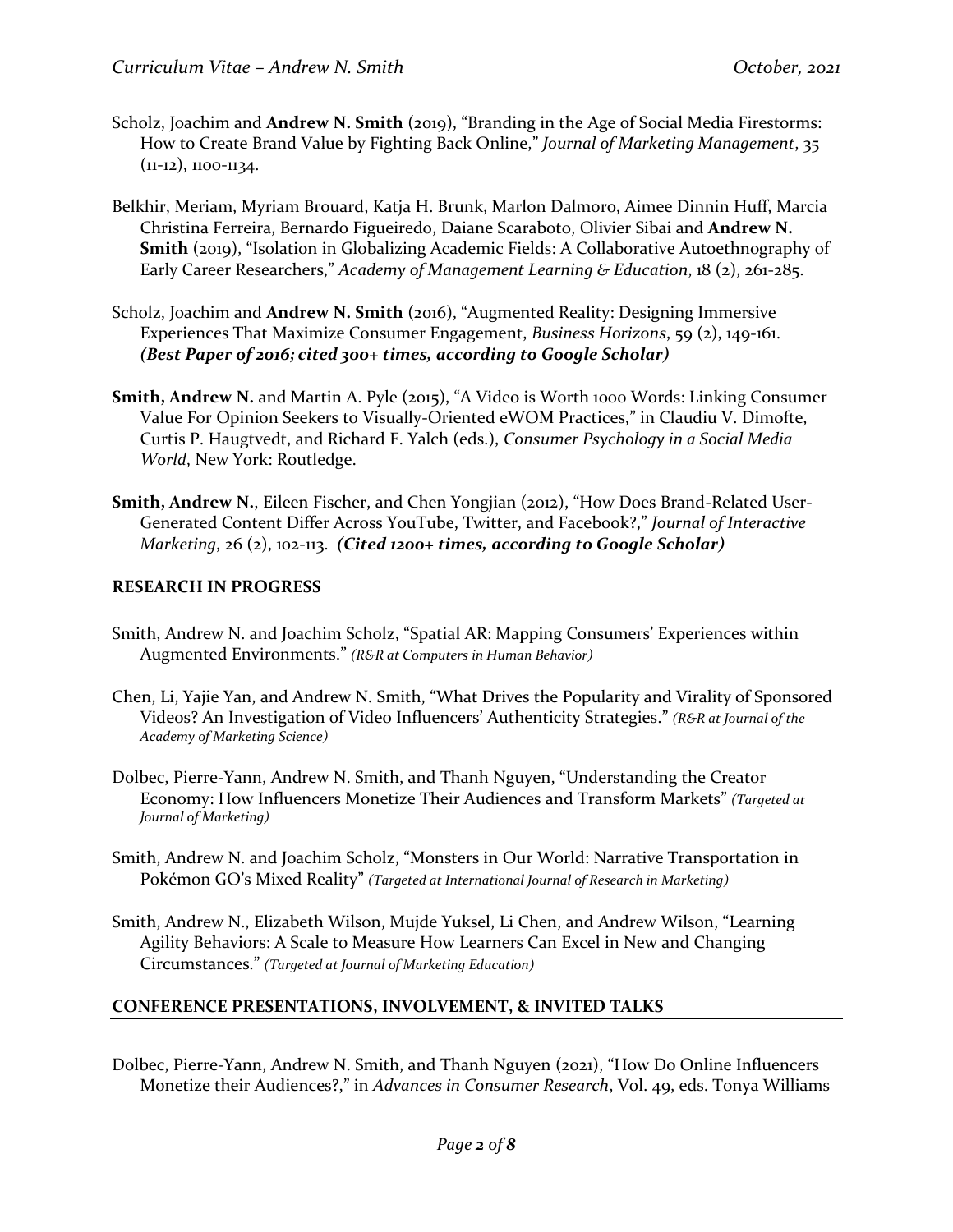Scholz, Joachim and **Andrew N. Smith** (2019), "Branding in the Age of Social Media Firestorms: How to Create Brand Value by Fighting Back Online," *Journal of Marketing Management*, 35 (11-12), 1100-1134.

Belkhir, Meriam, Myriam Brouard, Katja H. Brunk, Marlon Dalmoro, Aimee Dinnin Huff, Marcia Christina Ferreira, Bernardo Figueiredo, Daiane Scaraboto, Olivier Sibai and **Andrew N. Smith** (2019), "Isolation in Globalizing Academic Fields: A Collaborative Autoethnography of Early Career Researchers," *Academy of Management Learning & Education*, 18 (2), 261-285.

Scholz, Joachim and **Andrew N. Smith** (2016), "Augmented Reality: Designing Immersive Experiences That Maximize Consumer Engagement, *Business Horizons*, 59 (2), 149-161. ***(Best Paper of 2016; cited 300+ times, according to Google Scholar)***

**Smith, Andrew N.** and Martin A. Pyle (2015), "A Video is Worth 1000 Words: Linking Consumer Value For Opinion Seekers to Visually-Oriented eWOM Practices," in Claudiu V. Dimofte, Curtis P. Haugtvedt, and Richard F. Yalch (eds.), *Consumer Psychology in a Social Media World*, New York: Routledge.

**Smith, Andrew N.**, Eileen Fischer, and Chen Yongjian (2012), "How Does Brand-Related User-Generated Content Differ Across YouTube, Twitter, and Facebook?," *Journal of Interactive Marketing*, 26 (2), 102-113. ***(Cited 1200+ times, according to Google Scholar)***

## RESEARCH IN PROGRESS

Smith, Andrew N. and Joachim Scholz, "Spatial AR: Mapping Consumers' Experiences within Augmented Environments." *(R&R at Computers in Human Behavior)*

Chen, Li, Yajie Yan, and Andrew N. Smith, "What Drives the Popularity and Virality of Sponsored Videos? An Investigation of Video Influencers' Authenticity Strategies." *(R&R at Journal of the Academy of Marketing Science)*

Dolbec, Pierre-Yann, Andrew N. Smith, and Thanh Nguyen, "Understanding the Creator Economy: How Influencers Monetize Their Audiences and Transform Markets" *(Targeted at Journal of Marketing)*

Smith, Andrew N. and Joachim Scholz, "Monsters in Our World: Narrative Transportation in Pokémon GO's Mixed Reality" *(Targeted at International Journal of Research in Marketing)*

Smith, Andrew N., Elizabeth Wilson, Mujde Yuksel, Li Chen, and Andrew Wilson, "Learning Agility Behaviors: A Scale to Measure How Learners Can Excel in New and Changing Circumstances." *(Targeted at Journal of Marketing Education)*

## CONFERENCE PRESENTATIONS, INVOLVEMENT, & INVITED TALKS

Dolbec, Pierre-Yann, Andrew N. Smith, and Thanh Nguyen (2021), "How Do Online Influencers Monetize their Audiences?," in *Advances in Consumer Research*, Vol. 49, eds. Tonya Williams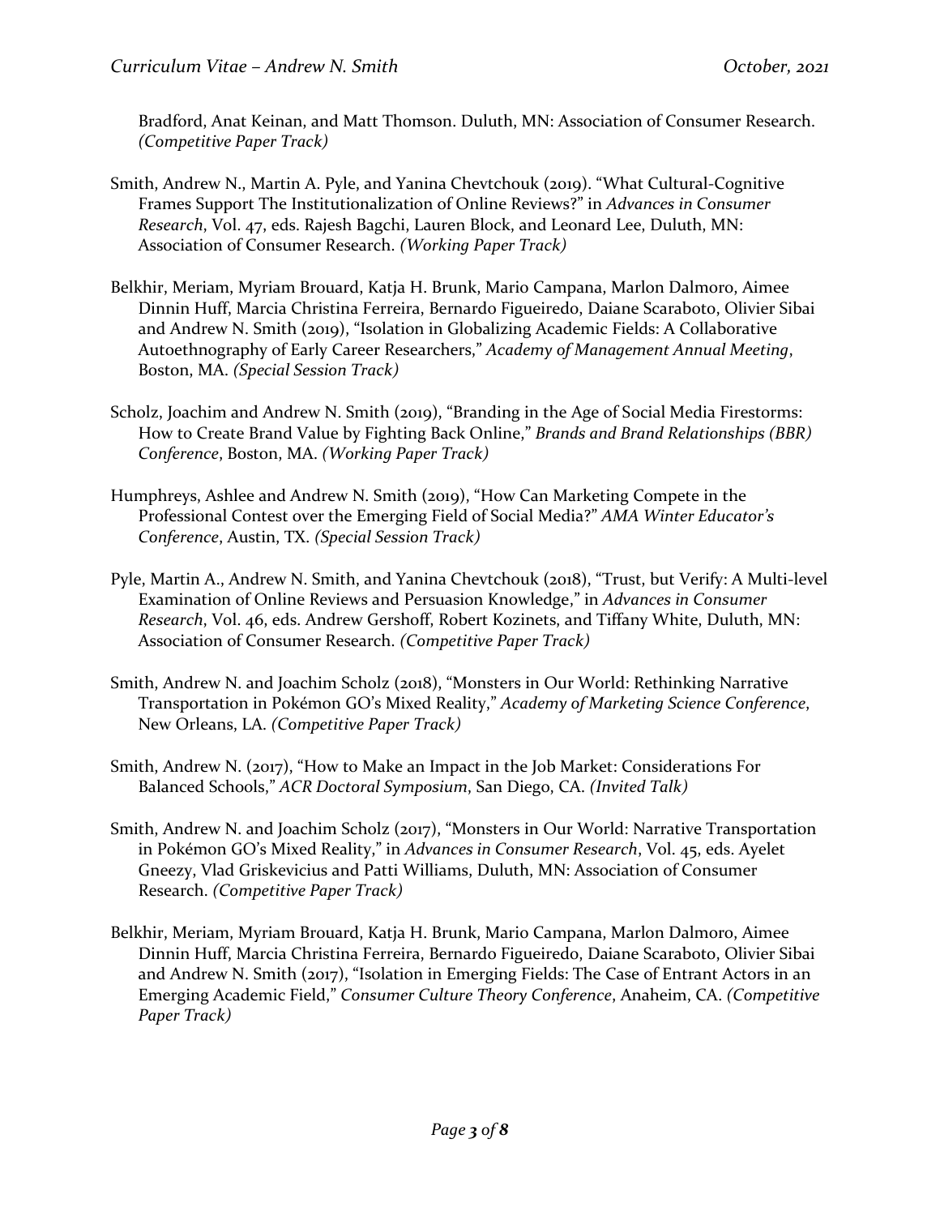Bradford, Anat Keinan, and Matt Thomson. Duluth, MN: Association of Consumer Research. *(Competitive Paper Track)*

Smith, Andrew N., Martin A. Pyle, and Yanina Chevtchouk (2019). "What Cultural-Cognitive Frames Support The Institutionalization of Online Reviews?" in *Advances in Consumer Research*, Vol. 47, eds. Rajesh Bagchi, Lauren Block, and Leonard Lee, Duluth, MN: Association of Consumer Research. *(Working Paper Track)*

Belkhir, Meriam, Myriam Brouard, Katja H. Brunk, Mario Campana, Marlon Dalmoro, Aimee Dinnin Huff, Marcia Christina Ferreira, Bernardo Figueiredo, Daiane Scaraboto, Olivier Sibai and Andrew N. Smith (2019), "Isolation in Globalizing Academic Fields: A Collaborative Autoethnography of Early Career Researchers," *Academy of Management Annual Meeting*, Boston, MA. *(Special Session Track)*

Scholz, Joachim and Andrew N. Smith (2019), "Branding in the Age of Social Media Firestorms: How to Create Brand Value by Fighting Back Online," *Brands and Brand Relationships (BBR) Conference*, Boston, MA. *(Working Paper Track)*

Humphreys, Ashlee and Andrew N. Smith (2019), "How Can Marketing Compete in the Professional Contest over the Emerging Field of Social Media?" *AMA Winter Educator's Conference*, Austin, TX. *(Special Session Track)*

Pyle, Martin A., Andrew N. Smith, and Yanina Chevtchouk (2018), "Trust, but Verify: A Multi-level Examination of Online Reviews and Persuasion Knowledge," in *Advances in Consumer Research*, Vol. 46, eds. Andrew Gershoff, Robert Kozinets, and Tiffany White, Duluth, MN: Association of Consumer Research. *(Competitive Paper Track)*

Smith, Andrew N. and Joachim Scholz (2018), "Monsters in Our World: Rethinking Narrative Transportation in Pokémon GO's Mixed Reality," *Academy of Marketing Science Conference*, New Orleans, LA. *(Competitive Paper Track)*

Smith, Andrew N. (2017), "How to Make an Impact in the Job Market: Considerations For Balanced Schools," *ACR Doctoral Symposium*, San Diego, CA. *(Invited Talk)*

Smith, Andrew N. and Joachim Scholz (2017), "Monsters in Our World: Narrative Transportation in Pokémon GO's Mixed Reality," in *Advances in Consumer Research*, Vol. 45, eds. Ayelet Gneezy, Vlad Griskevicius and Patti Williams, Duluth, MN: Association of Consumer Research. *(Competitive Paper Track)*

Belkhir, Meriam, Myriam Brouard, Katja H. Brunk, Mario Campana, Marlon Dalmoro, Aimee Dinnin Huff, Marcia Christina Ferreira, Bernardo Figueiredo, Daiane Scaraboto, Olivier Sibai and Andrew N. Smith (2017), "Isolation in Emerging Fields: The Case of Entrant Actors in an Emerging Academic Field," *Consumer Culture Theory Conference*, Anaheim, CA. *(Competitive Paper Track)*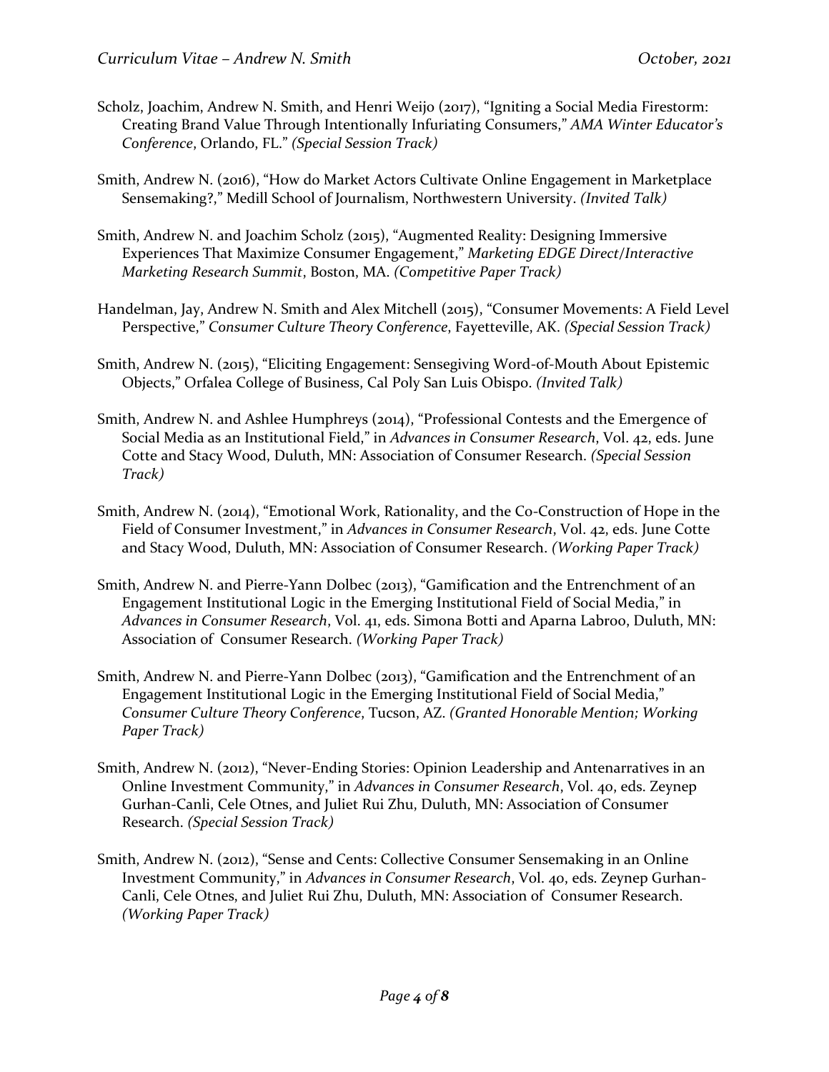Scholz, Joachim, Andrew N. Smith, and Henri Weijo (2017), "Igniting a Social Media Firestorm: Creating Brand Value Through Intentionally Infuriating Consumers," *AMA Winter Educator's Conference*, Orlando, FL." *(Special Session Track)*

Smith, Andrew N. (2016), "How do Market Actors Cultivate Online Engagement in Marketplace Sensemaking?," Medill School of Journalism, Northwestern University. *(Invited Talk)*

Smith, Andrew N. and Joachim Scholz (2015), "Augmented Reality: Designing Immersive Experiences That Maximize Consumer Engagement," *Marketing EDGE Direct/Interactive Marketing Research Summit*, Boston, MA. *(Competitive Paper Track)*

Handelman, Jay, Andrew N. Smith and Alex Mitchell (2015), "Consumer Movements: A Field Level Perspective," *Consumer Culture Theory Conference*, Fayetteville, AK. *(Special Session Track)*

Smith, Andrew N. (2015), "Eliciting Engagement: Sensegiving Word-of-Mouth About Epistemic Objects," Orfalea College of Business, Cal Poly San Luis Obispo. *(Invited Talk)*

Smith, Andrew N. and Ashlee Humphreys (2014), "Professional Contests and the Emergence of Social Media as an Institutional Field," in *Advances in Consumer Research*, Vol. 42, eds. June Cotte and Stacy Wood, Duluth, MN: Association of Consumer Research. *(Special Session Track)*

Smith, Andrew N. (2014), "Emotional Work, Rationality, and the Co-Construction of Hope in the Field of Consumer Investment," in *Advances in Consumer Research*, Vol. 42, eds. June Cotte and Stacy Wood, Duluth, MN: Association of Consumer Research. *(Working Paper Track)*

Smith, Andrew N. and Pierre-Yann Dolbec (2013), "Gamification and the Entrenchment of an Engagement Institutional Logic in the Emerging Institutional Field of Social Media," in *Advances in Consumer Research*, Vol. 41, eds. Simona Botti and Aparna Labroo, Duluth, MN: Association of Consumer Research. *(Working Paper Track)*

Smith, Andrew N. and Pierre-Yann Dolbec (2013), "Gamification and the Entrenchment of an Engagement Institutional Logic in the Emerging Institutional Field of Social Media," *Consumer Culture Theory Conference*, Tucson, AZ. *(Granted Honorable Mention; Working Paper Track)*

Smith, Andrew N. (2012), "Never-Ending Stories: Opinion Leadership and Antenarratives in an Online Investment Community," in *Advances in Consumer Research*, Vol. 40, eds. Zeynep Gurhan-Canli, Cele Otnes, and Juliet Rui Zhu, Duluth, MN: Association of Consumer Research. *(Special Session Track)*

Smith, Andrew N. (2012), "Sense and Cents: Collective Consumer Sensemaking in an Online Investment Community," in *Advances in Consumer Research*, Vol. 40, eds. Zeynep Gurhan-Canli, Cele Otnes, and Juliet Rui Zhu, Duluth, MN: Association of Consumer Research. *(Working Paper Track)*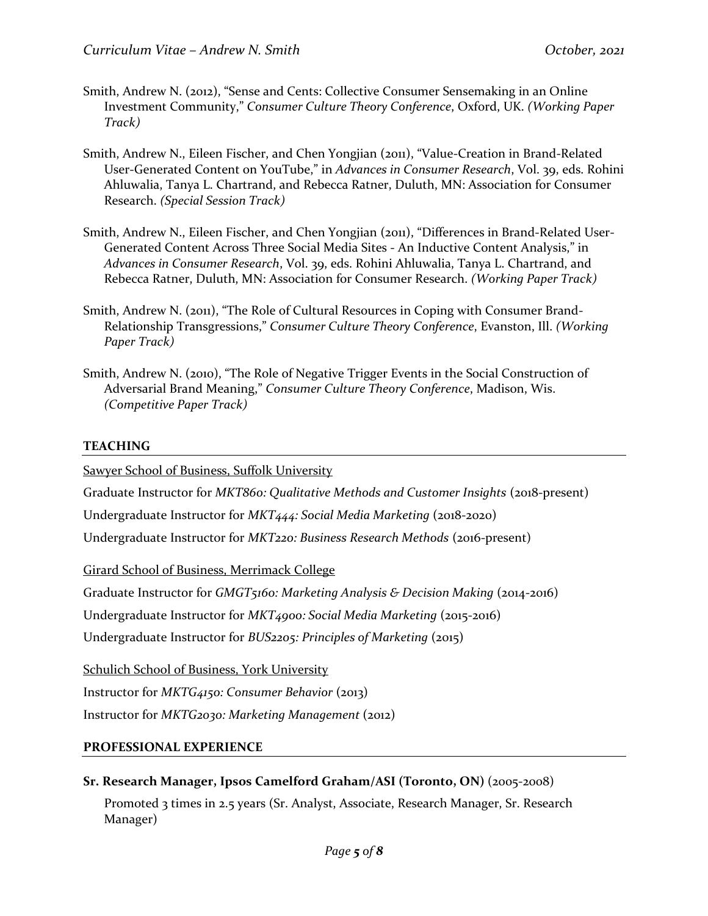Smith, Andrew N. (2012), "Sense and Cents: Collective Consumer Sensemaking in an Online Investment Community," *Consumer Culture Theory Conference*, Oxford, UK. *(Working Paper Track)*

Smith, Andrew N., Eileen Fischer, and Chen Yongjian (2011), "Value-Creation in Brand-Related User-Generated Content on YouTube," in *Advances in Consumer Research*, Vol. 39, eds. Rohini Ahluwalia, Tanya L. Chartrand, and Rebecca Ratner, Duluth, MN: Association for Consumer Research. *(Special Session Track)*

Smith, Andrew N., Eileen Fischer, and Chen Yongjian (2011), "Differences in Brand-Related User-Generated Content Across Three Social Media Sites - An Inductive Content Analysis," in *Advances in Consumer Research*, Vol. 39, eds. Rohini Ahluwalia, Tanya L. Chartrand, and Rebecca Ratner, Duluth, MN: Association for Consumer Research. *(Working Paper Track)*

Smith, Andrew N. (2011), "The Role of Cultural Resources in Coping with Consumer Brand-Relationship Transgressions," *Consumer Culture Theory Conference*, Evanston, Ill. *(Working Paper Track)*

Smith, Andrew N. (2010), "The Role of Negative Trigger Events in the Social Construction of Adversarial Brand Meaning," *Consumer Culture Theory Conference*, Madison, Wis. *(Competitive Paper Track)*

## TEACHING

Sawyer School of Business, Suffolk University

Graduate Instructor for *MKT860: Qualitative Methods and Customer Insights* (2018-present)

Undergraduate Instructor for *MKT444: Social Media Marketing* (2018-2020)

Undergraduate Instructor for *MKT220: Business Research Methods* (2016-present)

Girard School of Business, Merrimack College

Graduate Instructor for *GMGT5160: Marketing Analysis & Decision Making* (2014-2016)

Undergraduate Instructor for *MKT4900: Social Media Marketing* (2015-2016)

Undergraduate Instructor for *BUS2205: Principles of Marketing* (2015)

Schulich School of Business, York University

Instructor for *MKTG4150: Consumer Behavior* (2013)

Instructor for *MKTG2030: Marketing Management* (2012)

## PROFESSIONAL EXPERIENCE

**Sr. Research Manager, Ipsos Camelford Graham/ASI (Toronto, ON)** (2005-2008)

Promoted 3 times in 2.5 years (Sr. Analyst, Associate, Research Manager, Sr. Research Manager)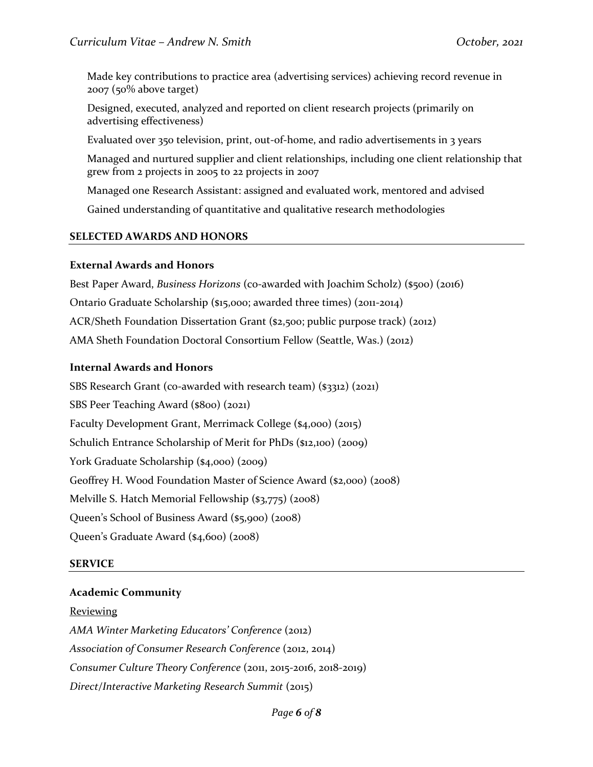Made key contributions to practice area (advertising services) achieving record revenue in 2007 (50% above target)

Designed, executed, analyzed and reported on client research projects (primarily on advertising effectiveness)

Evaluated over 350 television, print, out-of-home, and radio advertisements in 3 years

Managed and nurtured supplier and client relationships, including one client relationship that grew from 2 projects in 2005 to 22 projects in 2007

Managed one Research Assistant: assigned and evaluated work, mentored and advised

Gained understanding of quantitative and qualitative research methodologies

## SELECTED AWARDS AND HONORS

### External Awards and Honors

Best Paper Award, *Business Horizons* (co-awarded with Joachim Scholz) ($500) (2016)

Ontario Graduate Scholarship ($15,000; awarded three times) (2011-2014)

ACR/Sheth Foundation Dissertation Grant ($2,500; public purpose track) (2012)

AMA Sheth Foundation Doctoral Consortium Fellow (Seattle, Was.) (2012)

### Internal Awards and Honors

SBS Research Grant (co-awarded with research team) ($3312) (2021)

SBS Peer Teaching Award ($800) (2021)

Faculty Development Grant, Merrimack College ($4,000) (2015)

Schulich Entrance Scholarship of Merit for PhDs ($12,100) (2009)

York Graduate Scholarship ($4,000) (2009)

Geoffrey H. Wood Foundation Master of Science Award ($2,000) (2008)

Melville S. Hatch Memorial Fellowship ($3,775) (2008)

Queen's School of Business Award ($5,900) (2008)

Queen's Graduate Award ($4,600) (2008)

## SERVICE

### Academic Community

<u>Reviewing</u>

*AMA Winter Marketing Educators' Conference* (2012)

*Association of Consumer Research Conference* (2012, 2014)

*Consumer Culture Theory Conference* (2011, 2015-2016, 2018-2019)

*Direct/Interactive Marketing Research Summit* (2015)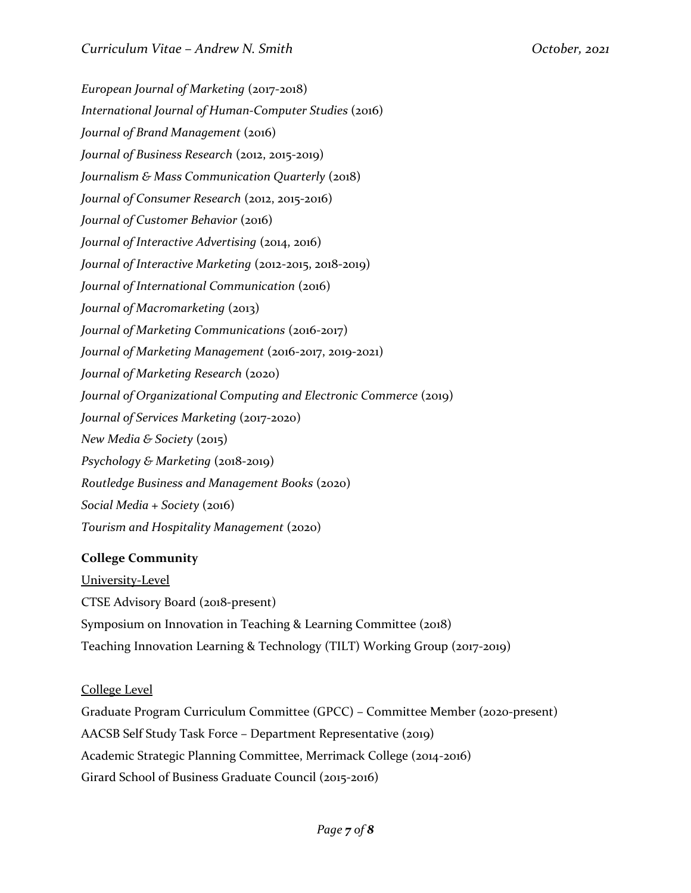*European Journal of Marketing* (2017-2018)

*International Journal of Human-Computer Studies* (2016)

*Journal of Brand Management* (2016)

*Journal of Business Research* (2012, 2015-2019)

*Journalism & Mass Communication Quarterly* (2018)

*Journal of Consumer Research* (2012, 2015-2016)

*Journal of Customer Behavior* (2016)

*Journal of Interactive Advertising* (2014, 2016)

*Journal of Interactive Marketing* (2012-2015, 2018-2019)

*Journal of International Communication* (2016)

*Journal of Macromarketing* (2013)

*Journal of Marketing Communications* (2016-2017)

*Journal of Marketing Management* (2016-2017, 2019-2021)

*Journal of Marketing Research* (2020)

*Journal of Organizational Computing and Electronic Commerce* (2019)

*Journal of Services Marketing* (2017-2020)

*New Media & Society* (2015)

*Psychology & Marketing* (2018-2019)

*Routledge Business and Management Books* (2020)

*Social Media + Society* (2016)

*Tourism and Hospitality Management* (2020)

**College Community**

<u>University-Level</u>

CTSE Advisory Board (2018-present)

Symposium on Innovation in Teaching & Learning Committee (2018)

Teaching Innovation Learning & Technology (TILT) Working Group (2017-2019)

<u>College Level</u>

Graduate Program Curriculum Committee (GPCC) – Committee Member (2020-present)

AACSB Self Study Task Force – Department Representative (2019)

Academic Strategic Planning Committee, Merrimack College (2014-2016)

Girard School of Business Graduate Council (2015-2016)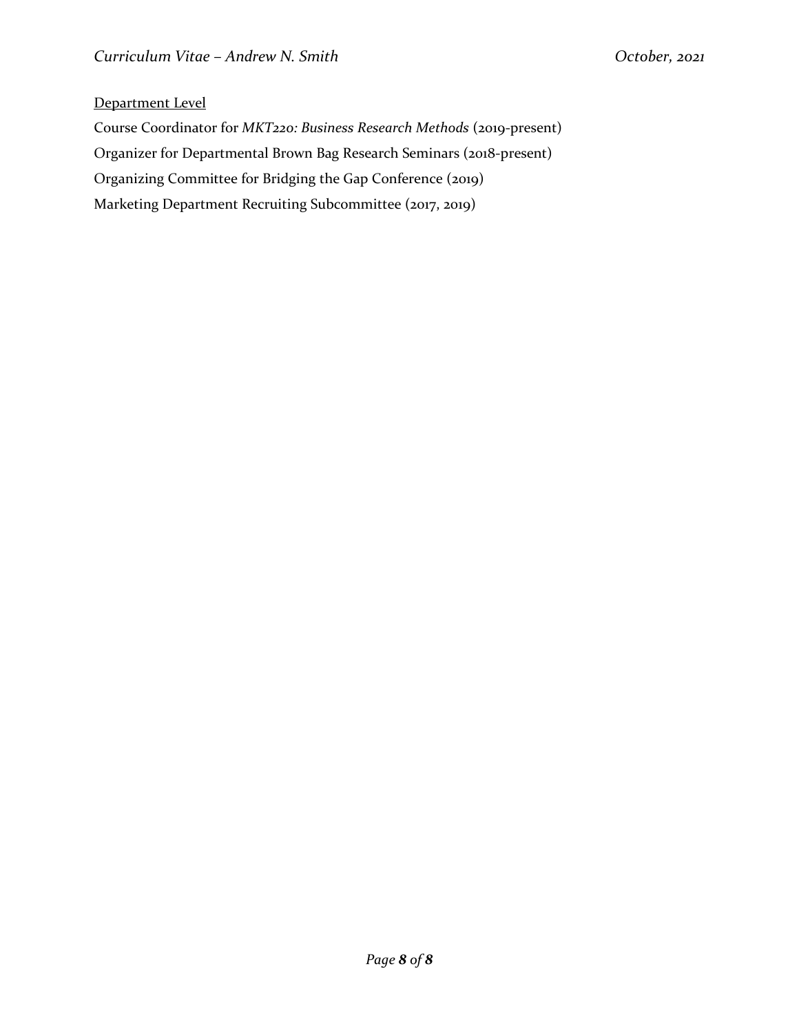Department Level

Course Coordinator for *MKT220: Business Research Methods* (2019-present)

Organizer for Departmental Brown Bag Research Seminars (2018-present)

Organizing Committee for Bridging the Gap Conference (2019)

Marketing Department Recruiting Subcommittee (2017, 2019)